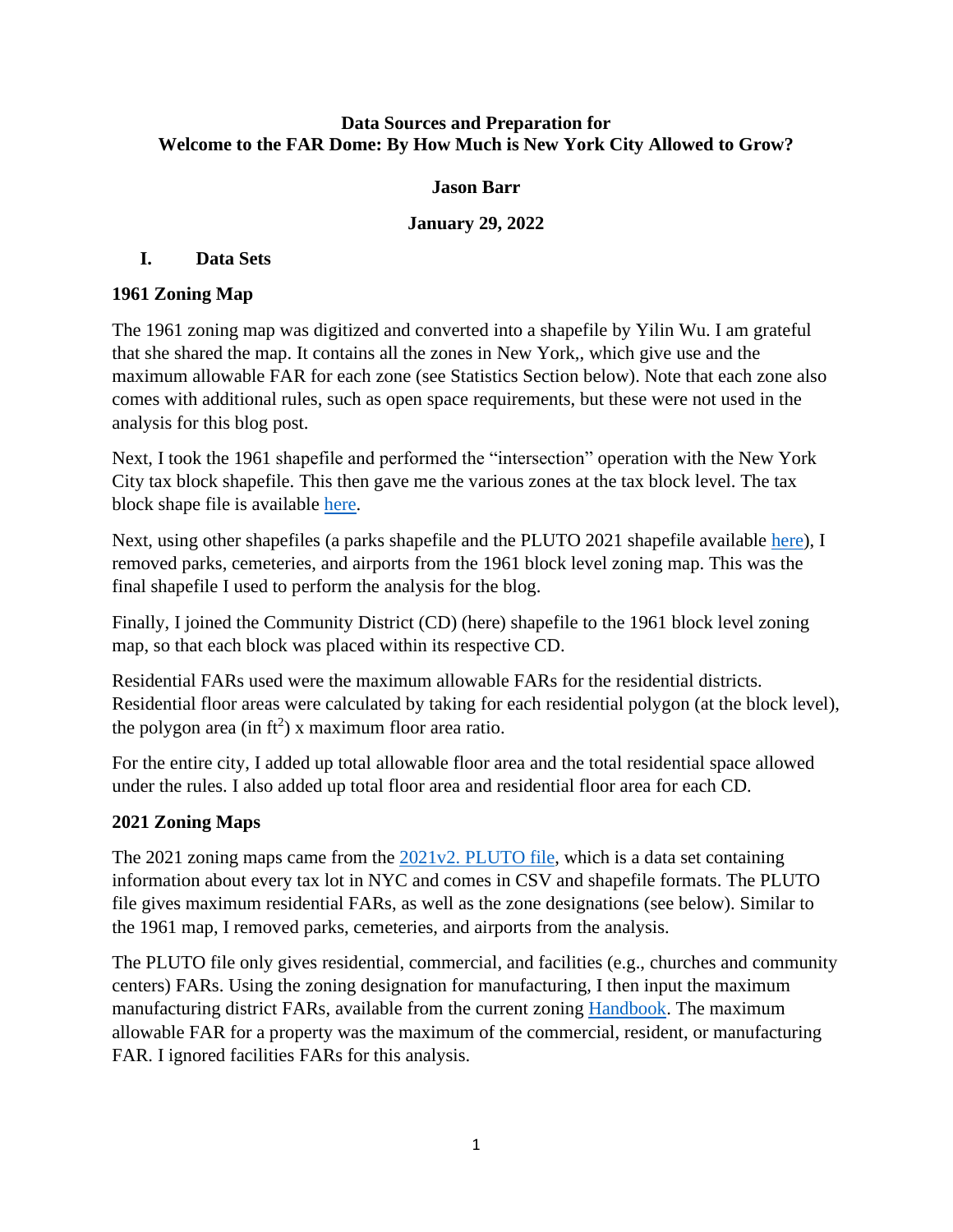**Data Sources and Preparation for**
**Welcome to the FAR Dome: By How Much is New York City Allowed to Grow?**

**Jason Barr**

**January 29, 2022**

# I. Data Sets

## 1961 Zoning Map

The 1961 zoning map was digitized and converted into a shapefile by Yilin Wu. I am grateful that she shared the map. It contains all the zones in New York,, which give use and the maximum allowable FAR for each zone (see Statistics Section below). Note that each zone also comes with additional rules, such as open space requirements, but these were not used in the analysis for this blog post.

Next, I took the 1961 shapefile and performed the "intersection" operation with the New York City tax block shapefile. This then gave me the various zones at the tax block level. The tax block shape file is available here.

Next, using other shapefiles (a parks shapefile and the PLUTO 2021 shapefile available here), I removed parks, cemeteries, and airports from the 1961 block level zoning map. This was the final shapefile I used to perform the analysis for the blog.

Finally, I joined the Community District (CD) (here) shapefile to the 1961 block level zoning map, so that each block was placed within its respective CD.

Residential FARs used were the maximum allowable FARs for the residential districts. Residential floor areas were calculated by taking for each residential polygon (at the block level), the polygon area (in $ft^2$) x maximum floor area ratio.

For the entire city, I added up total allowable floor area and the total residential space allowed under the rules. I also added up total floor area and residential floor area for each CD.

## 2021 Zoning Maps

The 2021 zoning maps came from the 2021v2. PLUTO file, which is a data set containing information about every tax lot in NYC and comes in CSV and shapefile formats. The PLUTO file gives maximum residential FARs, as well as the zone designations (see below). Similar to the 1961 map, I removed parks, cemeteries, and airports from the analysis.

The PLUTO file only gives residential, commercial, and facilities (e.g., churches and community centers) FARs. Using the zoning designation for manufacturing, I then input the maximum manufacturing district FARs, available from the current zoning Handbook. The maximum allowable FAR for a property was the maximum of the commercial, resident, or manufacturing FAR. I ignored facilities FARs for this analysis.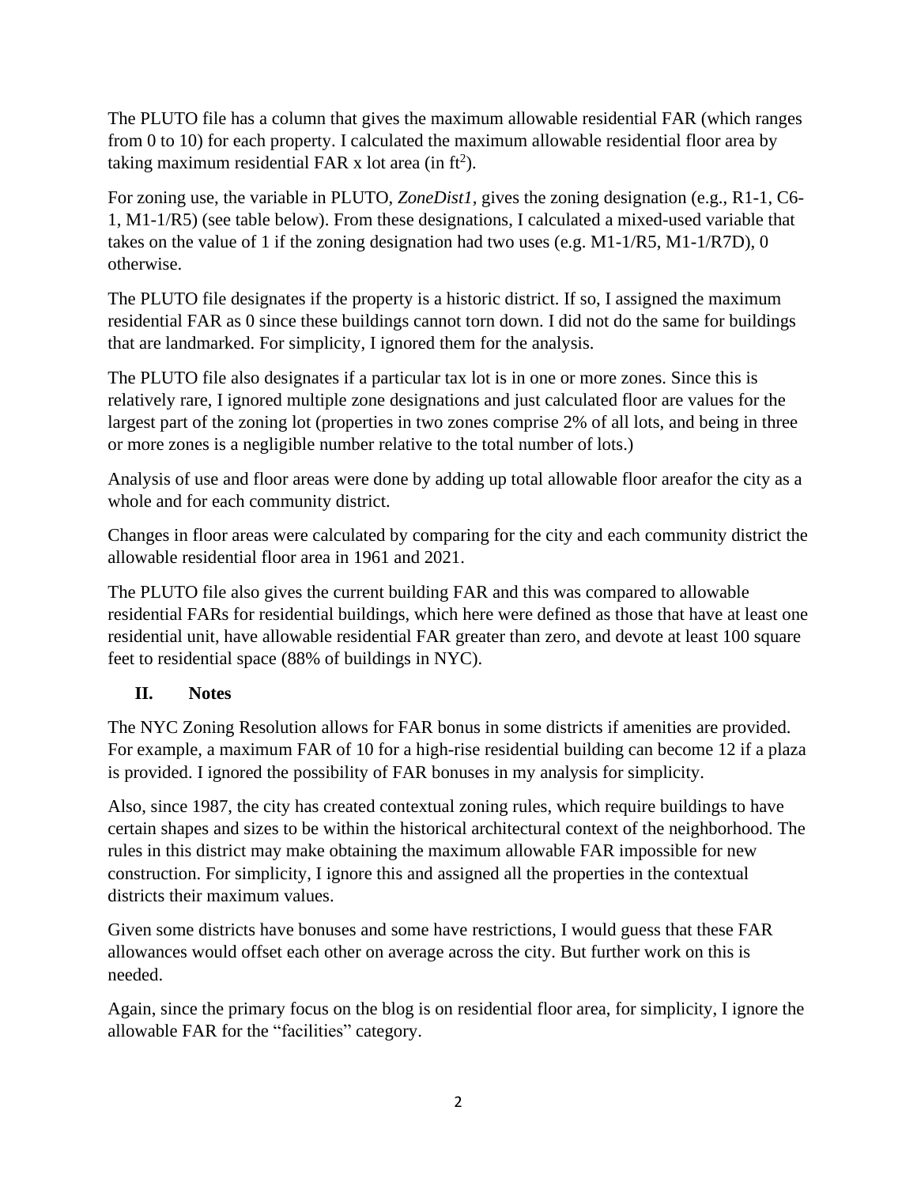The PLUTO file has a column that gives the maximum allowable residential FAR (which ranges from 0 to 10) for each property. I calculated the maximum allowable residential floor area by taking maximum residential FAR x lot area (in $ft^2$).

For zoning use, the variable in PLUTO, *ZoneDist1*, gives the zoning designation (e.g., R1-1, C6-1, M1-1/R5) (see table below). From these designations, I calculated a mixed-used variable that takes on the value of 1 if the zoning designation had two uses (e.g. M1-1/R5, M1-1/R7D), 0 otherwise.

The PLUTO file designates if the property is a historic district. If so, I assigned the maximum residential FAR as 0 since these buildings cannot torn down. I did not do the same for buildings that are landmarked. For simplicity, I ignored them for the analysis.

The PLUTO file also designates if a particular tax lot is in one or more zones. Since this is relatively rare, I ignored multiple zone designations and just calculated floor are values for the largest part of the zoning lot (properties in two zones comprise 2% of all lots, and being in three or more zones is a negligible number relative to the total number of lots.)

Analysis of use and floor areas were done by adding up total allowable floor areafor the city as a whole and for each community district.

Changes in floor areas were calculated by comparing for the city and each community district the allowable residential floor area in 1961 and 2021.

The PLUTO file also gives the current building FAR and this was compared to allowable residential FARs for residential buildings, which here were defined as those that have at least one residential unit, have allowable residential FAR greater than zero, and devote at least 100 square feet to residential space (88% of buildings in NYC).

## II. Notes

The NYC Zoning Resolution allows for FAR bonus in some districts if amenities are provided. For example, a maximum FAR of 10 for a high-rise residential building can become 12 if a plaza is provided. I ignored the possibility of FAR bonuses in my analysis for simplicity.

Also, since 1987, the city has created contextual zoning rules, which require buildings to have certain shapes and sizes to be within the historical architectural context of the neighborhood. The rules in this district may make obtaining the maximum allowable FAR impossible for new construction. For simplicity, I ignore this and assigned all the properties in the contextual districts their maximum values.

Given some districts have bonuses and some have restrictions, I would guess that these FAR allowances would offset each other on average across the city. But further work on this is needed.

Again, since the primary focus on the blog is on residential floor area, for simplicity, I ignore the allowable FAR for the "facilities" category.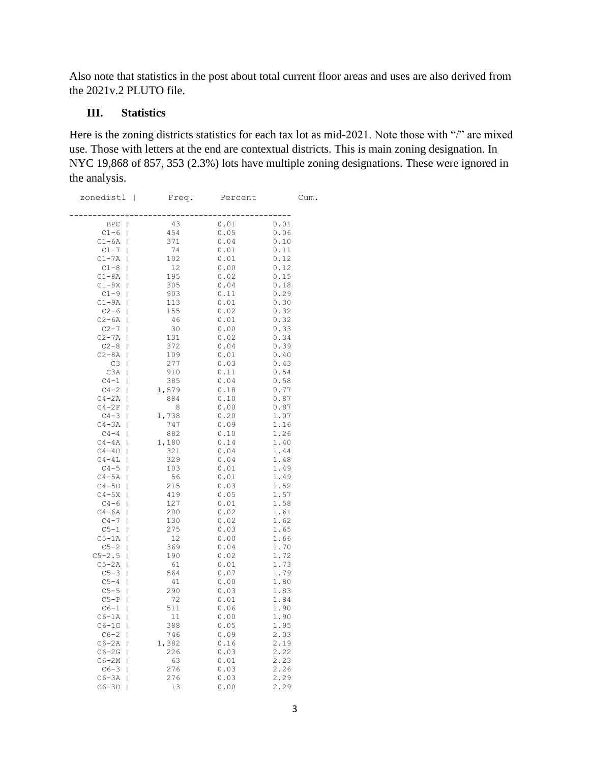Also note that statistics in the post about total current floor areas and uses are also derived from the 2021v.2 PLUTO file.

## III. Statistics

Here is the zoning districts statistics for each tax lot as mid-2021. Note those with "/" are mixed use. Those with letters at the end are contextual districts. This is main zoning designation. In NYC 19,868 of 857, 353 (2.3%) lots have multiple zoning designations. These were ignored in the analysis.

| zonedist1 | Freq. | Percent | Cum. |
|---|---|---|---|
| BPC | 43 | 0.01 | 0.01 |
| C1-6 | 454 | 0.05 | 0.06 |
| C1-6A | 371 | 0.04 | 0.10 |
| C1-7 | 74 | 0.01 | 0.11 |
| C1-7A | 102 | 0.01 | 0.12 |
| C1-8 | 12 | 0.00 | 0.12 |
| C1-8A | 195 | 0.02 | 0.15 |
| C1-8X | 305 | 0.04 | 0.18 |
| C1-9 | 903 | 0.11 | 0.29 |
| C1-9A | 113 | 0.01 | 0.30 |
| C2-6 | 155 | 0.02 | 0.32 |
| C2-6A | 46 | 0.01 | 0.32 |
| C2-7 | 30 | 0.00 | 0.33 |
| C2-7A | 131 | 0.02 | 0.34 |
| C2-8 | 372 | 0.04 | 0.39 |
| C2-8A | 109 | 0.01 | 0.40 |
| C3 | 277 | 0.03 | 0.43 |
| C3A | 910 | 0.11 | 0.54 |
| C4-1 | 385 | 0.04 | 0.58 |
| C4-2 | 1,579 | 0.18 | 0.77 |
| C4-2A | 884 | 0.10 | 0.87 |
| C4-2F | 8 | 0.00 | 0.87 |
| C4-3 | 1,738 | 0.20 | 1.07 |
| C4-3A | 747 | 0.09 | 1.16 |
| C4-4 | 882 | 0.10 | 1.26 |
| C4-4A | 1,180 | 0.14 | 1.40 |
| C4-4D | 321 | 0.04 | 1.44 |
| C4-4L | 329 | 0.04 | 1.48 |
| C4-5 | 103 | 0.01 | 1.49 |
| C4-5A | 56 | 0.01 | 1.49 |
| C4-5D | 215 | 0.03 | 1.52 |
| C4-5X | 419 | 0.05 | 1.57 |
| C4-6 | 127 | 0.01 | 1.58 |
| C4-6A | 200 | 0.02 | 1.61 |
| C4-7 | 130 | 0.02 | 1.62 |
| C5-1 | 275 | 0.03 | 1.65 |
| C5-1A | 12 | 0.00 | 1.66 |
| C5-2 | 369 | 0.04 | 1.70 |
| C5-2.5 | 190 | 0.02 | 1.72 |
| C5-2A | 61 | 0.01 | 1.73 |
| C5-3 | 564 | 0.07 | 1.79 |
| C5-4 | 41 | 0.00 | 1.80 |
| C5-5 | 290 | 0.03 | 1.83 |
| C5-P | 72 | 0.01 | 1.84 |
| C6-1 | 511 | 0.06 | 1.90 |
| C6-1A | 11 | 0.00 | 1.90 |
| C6-1G | 388 | 0.05 | 1.95 |
| C6-2 | 746 | 0.09 | 2.03 |
| C6-2A | 1,382 | 0.16 | 2.19 |
| C6-2G | 226 | 0.03 | 2.22 |
| C6-2M | 63 | 0.01 | 2.23 |
| C6-3 | 276 | 0.03 | 2.26 |
| C6-3A | 276 | 0.03 | 2.29 |
| C6-3D | 13 | 0.00 | 2.29 |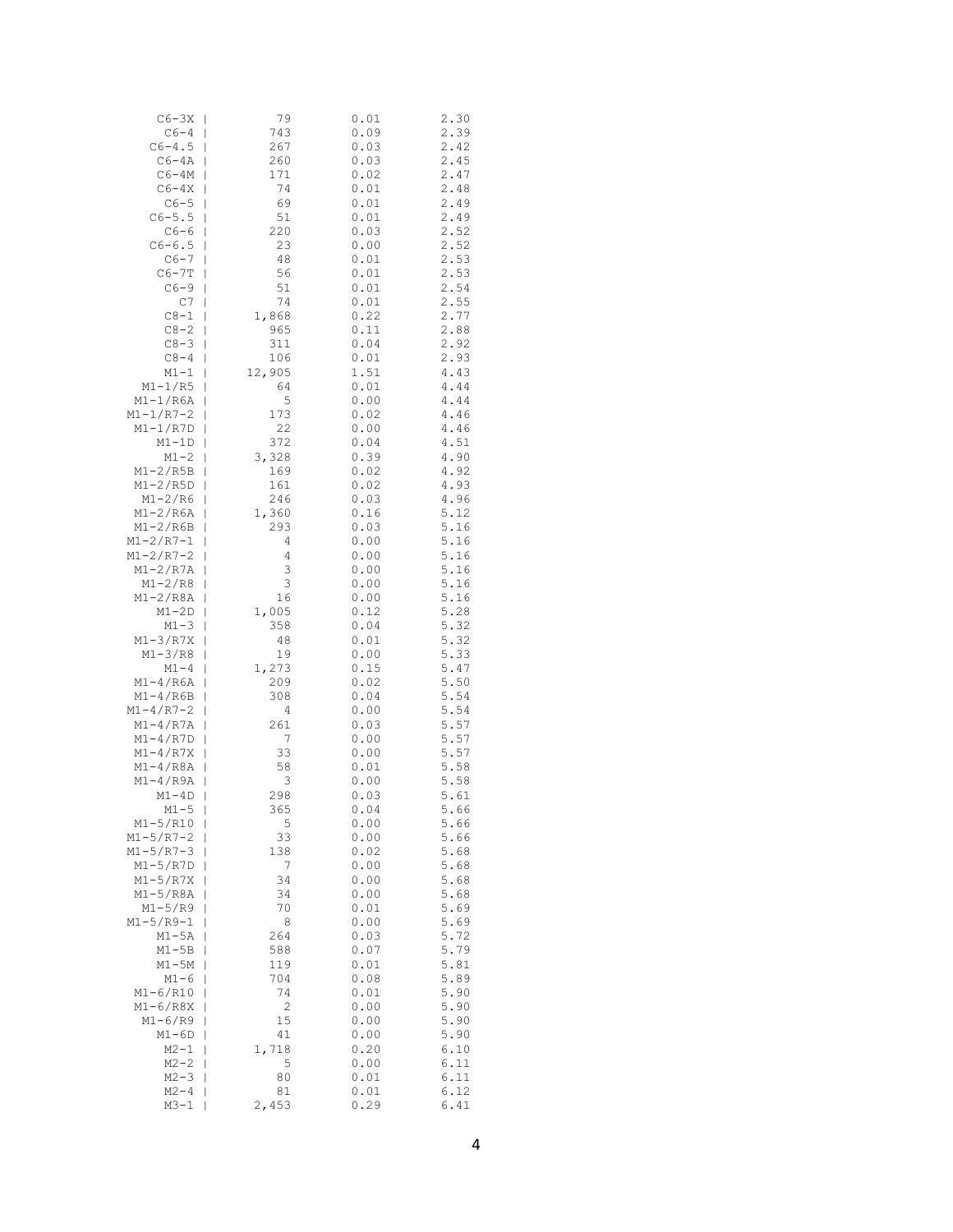| | | | |
|---|---|---|---|
| C6-3X | 79 | 0.01 | 2.30 |
| C6-4 | 743 | 0.09 | 2.39 |
| C6-4.5 | 267 | 0.03 | 2.42 |
| C6-4A | 260 | 0.03 | 2.45 |
| C6-4M | 171 | 0.02 | 2.47 |
| C6-4X | 74 | 0.01 | 2.48 |
| C6-5 | 69 | 0.01 | 2.49 |
| C6-5.5 | 51 | 0.01 | 2.49 |
| C6-6 | 220 | 0.03 | 2.52 |
| C6-6.5 | 23 | 0.00 | 2.52 |
| C6-7 | 48 | 0.01 | 2.53 |
| C6-7T | 56 | 0.01 | 2.53 |
| C6-9 | 51 | 0.01 | 2.54 |
| C7 | 74 | 0.01 | 2.55 |
| C8-1 | 1,868 | 0.22 | 2.77 |
| C8-2 | 965 | 0.11 | 2.88 |
| C8-3 | 311 | 0.04 | 2.92 |
| C8-4 | 106 | 0.01 | 2.93 |
| M1-1 | 12,905 | 1.51 | 4.43 |
| M1-1/R5 | 64 | 0.01 | 4.44 |
| M1-1/R6A | 5 | 0.00 | 4.44 |
| M1-1/R7-2 | 173 | 0.02 | 4.46 |
| M1-1/R7D | 22 | 0.00 | 4.46 |
| M1-1D | 372 | 0.04 | 4.51 |
| M1-2 | 3,328 | 0.39 | 4.90 |
| M1-2/R5B | 169 | 0.02 | 4.92 |
| M1-2/R5D | 161 | 0.02 | 4.93 |
| M1-2/R6 | 246 | 0.03 | 4.96 |
| M1-2/R6A | 1,360 | 0.16 | 5.12 |
| M1-2/R6B | 293 | 0.03 | 5.16 |
| M1-2/R7-1 | 4 | 0.00 | 5.16 |
| M1-2/R7-2 | 4 | 0.00 | 5.16 |
| M1-2/R7A | 3 | 0.00 | 5.16 |
| M1-2/R8 | 3 | 0.00 | 5.16 |
| M1-2/R8A | 16 | 0.00 | 5.16 |
| M1-2D | 1,005 | 0.12 | 5.28 |
| M1-3 | 358 | 0.04 | 5.32 |
| M1-3/R7X | 48 | 0.01 | 5.32 |
| M1-3/R8 | 19 | 0.00 | 5.33 |
| M1-4 | 1,273 | 0.15 | 5.47 |
| M1-4/R6A | 209 | 0.02 | 5.50 |
| M1-4/R6B | 308 | 0.04 | 5.54 |
| M1-4/R7-2 | 4 | 0.00 | 5.54 |
| M1-4/R7A | 261 | 0.03 | 5.57 |
| M1-4/R7D | 7 | 0.00 | 5.57 |
| M1-4/R7X | 33 | 0.00 | 5.57 |
| M1-4/R8A | 58 | 0.01 | 5.58 |
| M1-4/R9A | 3 | 0.00 | 5.58 |
| M1-4D | 298 | 0.03 | 5.61 |
| M1-5 | 365 | 0.04 | 5.66 |
| M1-5/R10 | 5 | 0.00 | 5.66 |
| M1-5/R7-2 | 33 | 0.00 | 5.66 |
| M1-5/R7-3 | 138 | 0.02 | 5.68 |
| M1-5/R7D | 7 | 0.00 | 5.68 |
| M1-5/R7X | 34 | 0.00 | 5.68 |
| M1-5/R8A | 34 | 0.00 | 5.68 |
| M1-5/R9 | 70 | 0.01 | 5.69 |
| M1-5/R9-1 | 8 | 0.00 | 5.69 |
| M1-5A | 264 | 0.03 | 5.72 |
| M1-5B | 588 | 0.07 | 5.79 |
| M1-5M | 119 | 0.01 | 5.81 |
| M1-6 | 704 | 0.08 | 5.89 |
| M1-6/R10 | 74 | 0.01 | 5.90 |
| M1-6/R8X | 2 | 0.00 | 5.90 |
| M1-6/R9 | 15 | 0.00 | 5.90 |
| M1-6D | 41 | 0.00 | 5.90 |
| M2-1 | 1,718 | 0.20 | 6.10 |
| M2-2 | 5 | 0.00 | 6.11 |
| M2-3 | 80 | 0.01 | 6.11 |
| M2-4 | 81 | 0.01 | 6.12 |
| M3-1 | 2,453 | 0.29 | 6.41 |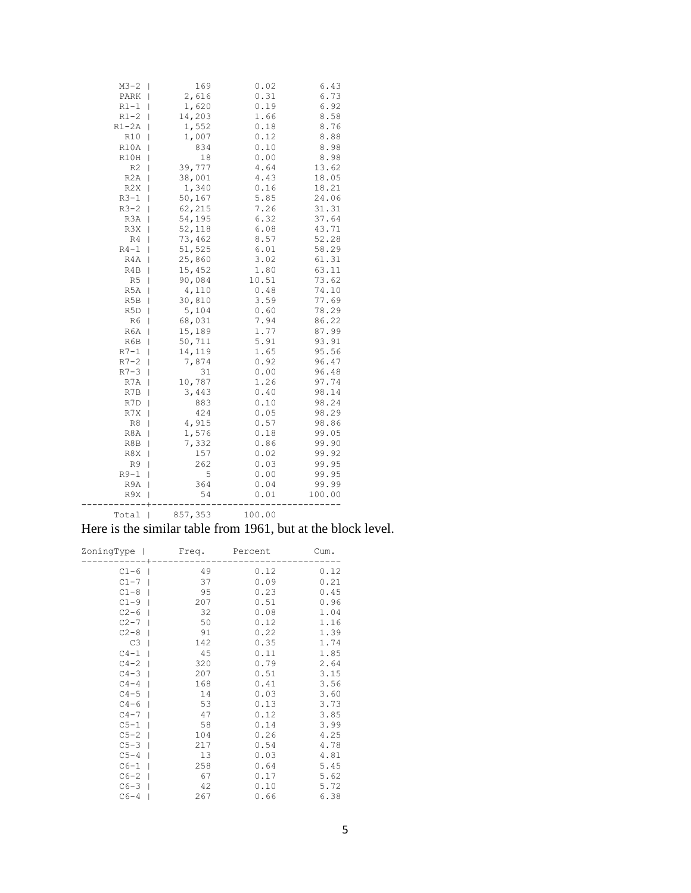| ZoningType | Freq. | Percent | Cum. |
|---|---|---|---|
| M3-2 | 169 | 0.02 | 6.43 |
| PARK | 2,616 | 0.31 | 6.73 |
| R1-1 | 1,620 | 0.19 | 6.92 |
| R1-2 | 14,203 | 1.66 | 8.58 |
| R1-2A | 1,552 | 0.18 | 8.76 |
| R10 | 1,007 | 0.12 | 8.88 |
| R10A | 834 | 0.10 | 8.98 |
| R10H | 18 | 0.00 | 8.98 |
| R2 | 39,777 | 4.64 | 13.62 |
| R2A | 38,001 | 4.43 | 18.05 |
| R2X | 1,340 | 0.16 | 18.21 |
| R3-1 | 50,167 | 5.85 | 24.06 |
| R3-2 | 62,215 | 7.26 | 31.31 |
| R3A | 54,195 | 6.32 | 37.64 |
| R3X | 52,118 | 6.08 | 43.71 |
| R4 | 73,462 | 8.57 | 52.28 |
| R4-1 | 51,525 | 6.01 | 58.29 |
| R4A | 25,860 | 3.02 | 61.31 |
| R4B | 15,452 | 1.80 | 63.11 |
| R5 | 90,084 | 10.51 | 73.62 |
| R5A | 4,110 | 0.48 | 74.10 |
| R5B | 30,810 | 3.59 | 77.69 |
| R5D | 5,104 | 0.60 | 78.29 |
| R6 | 68,031 | 7.94 | 86.22 |
| R6A | 15,189 | 1.77 | 87.99 |
| R6B | 50,711 | 5.91 | 93.91 |
| R7-1 | 14,119 | 1.65 | 95.56 |
| R7-2 | 7,874 | 0.92 | 96.47 |
| R7-3 | 31 | 0.00 | 96.48 |
| R7A | 10,787 | 1.26 | 97.74 |
| R7B | 3,443 | 0.40 | 98.14 |
| R7D | 883 | 0.10 | 98.24 |
| R7X | 424 | 0.05 | 98.29 |
| R8 | 4,915 | 0.57 | 98.86 |
| R8A | 1,576 | 0.18 | 99.05 |
| R8B | 7,332 | 0.86 | 99.90 |
| R8X | 157 | 0.02 | 99.92 |
| R9 | 262 | 0.03 | 99.95 |
| R9-1 | 5 | 0.00 | 99.95 |
| R9A | 364 | 0.04 | 99.99 |
| R9X | 54 | 0.01 | 100.00 |
| Total | 857,353 | 100.00 | |

Here is the similar table from 1961, but at the block level.

| ZoningType | Freq. | Percent | Cum. |
|---|---|---|---|
| C1-6 | 49 | 0.12 | 0.12 |
| C1-7 | 37 | 0.09 | 0.21 |
| C1-8 | 95 | 0.23 | 0.45 |
| C1-9 | 207 | 0.51 | 0.96 |
| C2-6 | 32 | 0.08 | 1.04 |
| C2-7 | 50 | 0.12 | 1.16 |
| C2-8 | 91 | 0.22 | 1.39 |
| C3 | 142 | 0.35 | 1.74 |
| C4-1 | 45 | 0.11 | 1.85 |
| C4-2 | 320 | 0.79 | 2.64 |
| C4-3 | 207 | 0.51 | 3.15 |
| C4-4 | 168 | 0.41 | 3.56 |
| C4-5 | 14 | 0.03 | 3.60 |
| C4-6 | 53 | 0.13 | 3.73 |
| C4-7 | 47 | 0.12 | 3.85 |
| C5-1 | 58 | 0.14 | 3.99 |
| C5-2 | 104 | 0.26 | 4.25 |
| C5-3 | 217 | 0.54 | 4.78 |
| C5-4 | 13 | 0.03 | 4.81 |
| C6-1 | 258 | 0.64 | 5.45 |
| C6-2 | 67 | 0.17 | 5.62 |
| C6-3 | 42 | 0.10 | 5.72 |
| C6-4 | 267 | 0.66 | 6.38 |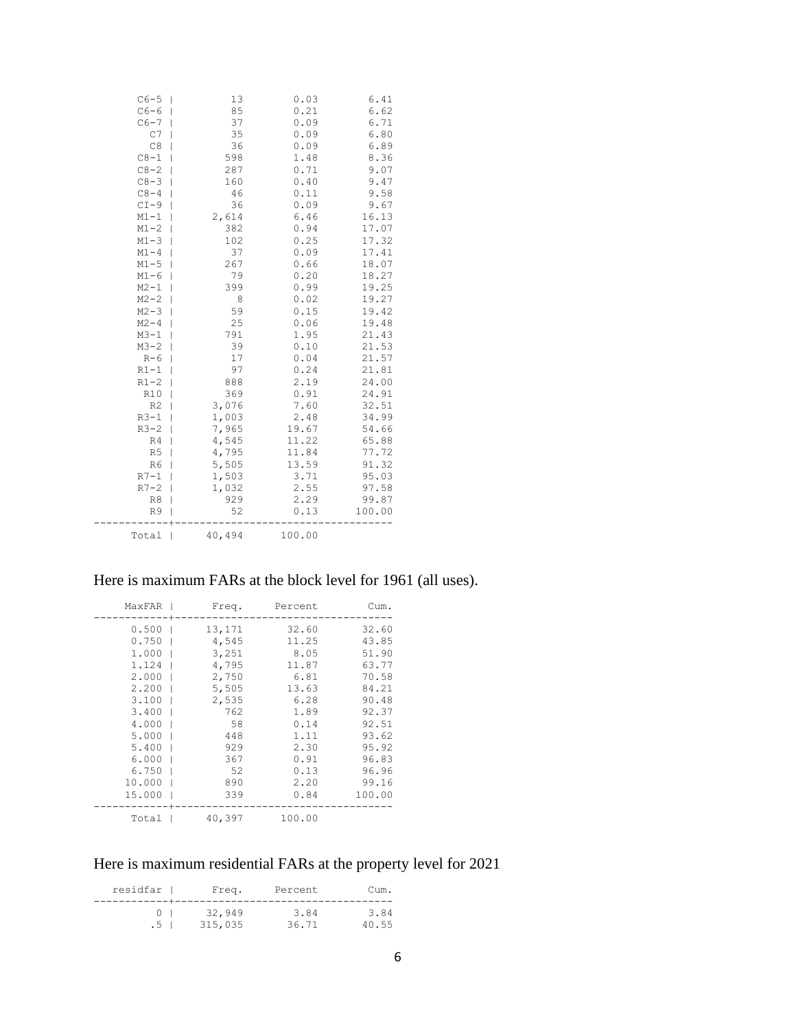| | Freq. | Percent | Cum. |
|---|---|---|---|
| C6-5 | 13 | 0.03 | 6.41 |
| C6-6 | 85 | 0.21 | 6.62 |
| C6-7 | 37 | 0.09 | 6.71 |
| C7 | 35 | 0.09 | 6.80 |
| C8 | 36 | 0.09 | 6.89 |
| C8-1 | 598 | 1.48 | 8.36 |
| C8-2 | 287 | 0.71 | 9.07 |
| C8-3 | 160 | 0.40 | 9.47 |
| C8-4 | 46 | 0.11 | 9.58 |
| CI-9 | 36 | 0.09 | 9.67 |
| M1-1 | 2,614 | 6.46 | 16.13 |
| M1-2 | 382 | 0.94 | 17.07 |
| M1-3 | 102 | 0.25 | 17.32 |
| M1-4 | 37 | 0.09 | 17.41 |
| M1-5 | 267 | 0.66 | 18.07 |
| M1-6 | 79 | 0.20 | 18.27 |
| M2-1 | 399 | 0.99 | 19.25 |
| M2-2 | 8 | 0.02 | 19.27 |
| M2-3 | 59 | 0.15 | 19.42 |
| M2-4 | 25 | 0.06 | 19.48 |
| M3-1 | 791 | 1.95 | 21.43 |
| M3-2 | 39 | 0.10 | 21.53 |
| R-6 | 17 | 0.04 | 21.57 |
| R1-1 | 97 | 0.24 | 21.81 |
| R1-2 | 888 | 2.19 | 24.00 |
| R10 | 369 | 0.91 | 24.91 |
| R2 | 3,076 | 7.60 | 32.51 |
| R3-1 | 1,003 | 2.48 | 34.99 |
| R3-2 | 7,965 | 19.67 | 54.66 |
| R4 | 4,545 | 11.22 | 65.88 |
| R5 | 4,795 | 11.84 | 77.72 |
| R6 | 5,505 | 13.59 | 91.32 |
| R7-1 | 1,503 | 3.71 | 95.03 |
| R7-2 | 1,032 | 2.55 | 97.58 |
| R8 | 929 | 2.29 | 99.87 |
| R9 | 52 | 0.13 | 100.00 |
| Total | 40,494 | 100.00 | |

Here is maximum FARs at the block level for 1961 (all uses).

| MaxFAR | Freq. | Percent | Cum. |
|---|---|---|---|
| 0.500 | 13,171 | 32.60 | 32.60 |
| 0.750 | 4,545 | 11.25 | 43.85 |
| 1.000 | 3,251 | 8.05 | 51.90 |
| 1.124 | 4,795 | 11.87 | 63.77 |
| 2.000 | 2,750 | 6.81 | 70.58 |
| 2.200 | 5,505 | 13.63 | 84.21 |
| 3.100 | 2,535 | 6.28 | 90.48 |
| 3.400 | 762 | 1.89 | 92.37 |
| 4.000 | 58 | 0.14 | 92.51 |
| 5.000 | 448 | 1.11 | 93.62 |
| 5.400 | 929 | 2.30 | 95.92 |
| 6.000 | 367 | 0.91 | 96.83 |
| 6.750 | 52 | 0.13 | 96.96 |
| 10.000 | 890 | 2.20 | 99.16 |
| 15.000 | 339 | 0.84 | 100.00 |
| Total | 40,397 | 100.00 | |

Here is maximum residential FARs at the property level for 2021

| residfar | Freq. | Percent | Cum. |
|---|---|---|---|
| 0 | 32,949 | 3.84 | 3.84 |
| .5 | 315,035 | 36.71 | 40.55 |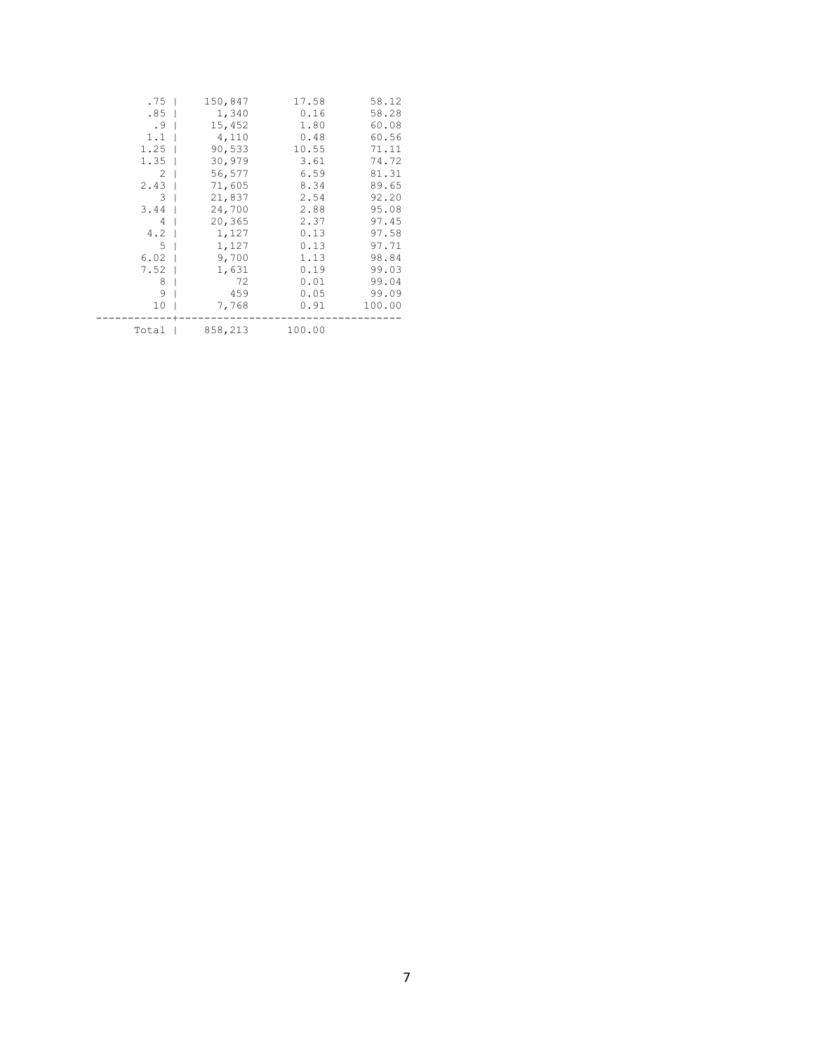| | | | |
|---|---|---|---|
| .75 | 150,847 | 17.58 | 58.12 |
| .85 | 1,340 | 0.16 | 58.28 |
| .9 | 15,452 | 1.80 | 60.08 |
| 1.1 | 4,110 | 0.48 | 60.56 |
| 1.25 | 90,533 | 10.55 | 71.11 |
| 1.35 | 30,979 | 3.61 | 74.72 |
| 2 | 56,577 | 6.59 | 81.31 |
| 2.43 | 71,605 | 8.34 | 89.65 |
| 3 | 21,837 | 2.54 | 92.20 |
| 3.44 | 24,700 | 2.88 | 95.08 |
| 4 | 20,365 | 2.37 | 97.45 |
| 4.2 | 1,127 | 0.13 | 97.58 |
| 5 | 1,127 | 0.13 | 97.71 |
| 6.02 | 9,700 | 1.13 | 98.84 |
| 7.52 | 1,631 | 0.19 | 99.03 |
| 8 | 72 | 0.01 | 99.04 |
| 9 | 459 | 0.05 | 99.09 |
| 10 | 7,768 | 0.91 | 100.00 |
| Total | 858,213 | 100.00 | |